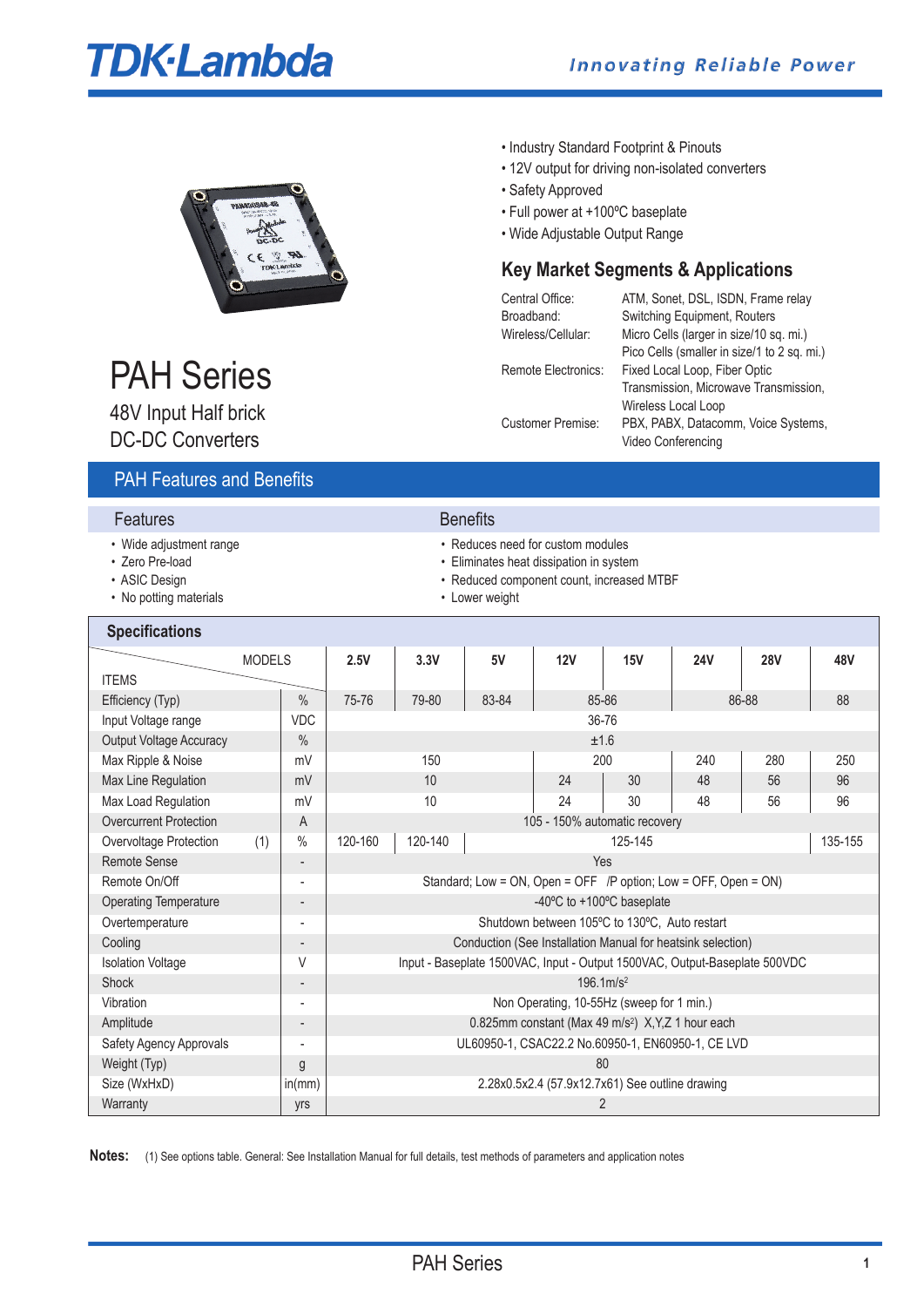TDK·Lambda

*Innovating Reliable Power*

- Industry Standard Footprint & Pinouts
- 12V output for driving non-isolated converters
- Safety Approved
- Full power at +100ºC baseplate
- Wide Adjustable Output Range

## Key Market Segments & Applications

| | |
|---|---|
| Central Office: | ATM, Sonet, DSL, ISDN, Frame relay |
| Broadband: | Switching Equipment, Routers |
| Wireless/Cellular: | Micro Cells (larger in size/10 sq. mi.) Pico Cells (smaller in size/1 to 2 sq. mi.) |
| Remote Electronics: | Fixed Local Loop, Fiber Optic Transmission, Microwave Transmission, Wireless Local Loop |
| Customer Premise: | PBX, PABX, Datacomm, Voice Systems, Video Conferencing |

# PAH Series

48V Input Half brick
DC-DC Converters

## PAH Features and Benefits

### Features

- Wide adjustment range
- Zero Pre-load
- ASIC Design
- No potting materials

### Benefits

- Reduces need for custom modules
- Eliminates heat dissipation in system
- Reduced component count, increased MTBF
- Lower weight

## Specifications

| ITEMS \ MODELS | | 2.5V | 3.3V | 5V | 12V | 15V | 24V | 28V | 48V |
|---|---|---|---|---|---|---|---|---|---|
| Efficiency (Typ) | % | 75-76 | 79-80 | 83-84 | 85-86 | | 86-88 | | 88 |
| Input Voltage range | VDC | 36-76 | | | | | | | |
| Output Voltage Accuracy | % | ±1.6 | | | | | | | |
| Max Ripple & Noise | mV | 150 | | | 200 | | 240 | 280 | 250 |
| Max Line Regulation | mV | 10 | | | 24 | 30 | 48 | 56 | 96 |
| Max Load Regulation | mV | 10 | | | 24 | 30 | 48 | 56 | 96 |
| Overcurrent Protection | A | 105 - 150% automatic recovery | | | | | | | |
| Overvoltage Protection (1) | % | 120-160 | 120-140 | 125-145 | | | | | 135-155 |
| Remote Sense | - | Yes | | | | | | | |
| Remote On/Off | - | Standard; Low = ON, Open = OFF /P option; Low = OFF, Open = ON) | | | | | | | |
| Operating Temperature | - | -40ºC to +100ºC baseplate | | | | | | | |
| Overtemperature | - | Shutdown between 105ºC to 130ºC, Auto restart | | | | | | | |
| Cooling | - | Conduction (See Installation Manual for heatsink selection) | | | | | | | |
| Isolation Voltage | V | Input - Baseplate 1500VAC, Input - Output 1500VAC, Output-Baseplate 500VDC | | | | | | | |
| Shock | - | 196.1m/s$^2$ | | | | | | | |
| Vibration | - | Non Operating, 10-55Hz (sweep for 1 min.) | | | | | | | |
| Amplitude | - | 0.825mm constant (Max 49 m/s$^2$) X,Y,Z 1 hour each | | | | | | | |
| Safety Agency Approvals | - | UL60950-1, CSAC22.2 No.60950-1, EN60950-1, CE LVD | | | | | | | |
| Weight (Typ) | g | 80 | | | | | | | |
| Size (WxHxD) | in(mm) | 2.28x0.5x2.4 (57.9x12.7x61) See outline drawing | | | | | | | |
| Warranty | yrs | 2 | | | | | | | |

**Notes:** (1) See options table. General: See Installation Manual for full details, test methods of parameters and application notes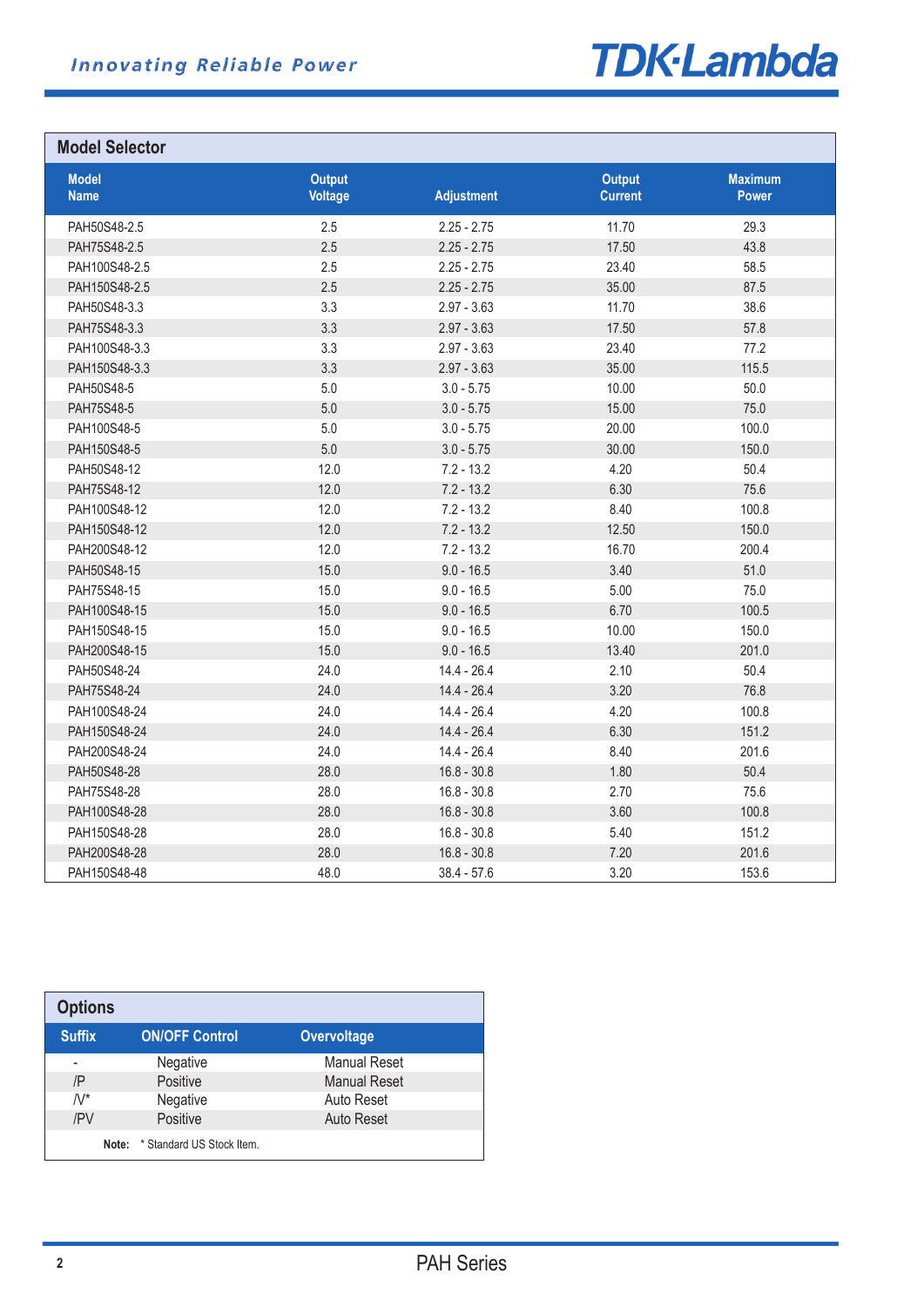## Model Selector

| Model Name | Output Voltage | Adjustment | Output Current | Maximum Power |
|---|---|---|---|---|
| PAH50S48-2.5 | 2.5 | 2.25 - 2.75 | 11.70 | 29.3 |
| PAH75S48-2.5 | 2.5 | 2.25 - 2.75 | 17.50 | 43.8 |
| PAH100S48-2.5 | 2.5 | 2.25 - 2.75 | 23.40 | 58.5 |
| PAH150S48-2.5 | 2.5 | 2.25 - 2.75 | 35.00 | 87.5 |
| PAH50S48-3.3 | 3.3 | 2.97 - 3.63 | 11.70 | 38.6 |
| PAH75S48-3.3 | 3.3 | 2.97 - 3.63 | 17.50 | 57.8 |
| PAH100S48-3.3 | 3.3 | 2.97 - 3.63 | 23.40 | 77.2 |
| PAH150S48-3.3 | 3.3 | 2.97 - 3.63 | 35.00 | 115.5 |
| PAH50S48-5 | 5.0 | 3.0 - 5.75 | 10.00 | 50.0 |
| PAH75S48-5 | 5.0 | 3.0 - 5.75 | 15.00 | 75.0 |
| PAH100S48-5 | 5.0 | 3.0 - 5.75 | 20.00 | 100.0 |
| PAH150S48-5 | 5.0 | 3.0 - 5.75 | 30.00 | 150.0 |
| PAH50S48-12 | 12.0 | 7.2 - 13.2 | 4.20 | 50.4 |
| PAH75S48-12 | 12.0 | 7.2 - 13.2 | 6.30 | 75.6 |
| PAH100S48-12 | 12.0 | 7.2 - 13.2 | 8.40 | 100.8 |
| PAH150S48-12 | 12.0 | 7.2 - 13.2 | 12.50 | 150.0 |
| PAH200S48-12 | 12.0 | 7.2 - 13.2 | 16.70 | 200.4 |
| PAH50S48-15 | 15.0 | 9.0 - 16.5 | 3.40 | 51.0 |
| PAH75S48-15 | 15.0 | 9.0 - 16.5 | 5.00 | 75.0 |
| PAH100S48-15 | 15.0 | 9.0 - 16.5 | 6.70 | 100.5 |
| PAH150S48-15 | 15.0 | 9.0 - 16.5 | 10.00 | 150.0 |
| PAH200S48-15 | 15.0 | 9.0 - 16.5 | 13.40 | 201.0 |
| PAH50S48-24 | 24.0 | 14.4 - 26.4 | 2.10 | 50.4 |
| PAH75S48-24 | 24.0 | 14.4 - 26.4 | 3.20 | 76.8 |
| PAH100S48-24 | 24.0 | 14.4 - 26.4 | 4.20 | 100.8 |
| PAH150S48-24 | 24.0 | 14.4 - 26.4 | 6.30 | 151.2 |
| PAH200S48-24 | 24.0 | 14.4 - 26.4 | 8.40 | 201.6 |
| PAH50S48-28 | 28.0 | 16.8 - 30.8 | 1.80 | 50.4 |
| PAH75S48-28 | 28.0 | 16.8 - 30.8 | 2.70 | 75.6 |
| PAH100S48-28 | 28.0 | 16.8 - 30.8 | 3.60 | 100.8 |
| PAH150S48-28 | 28.0 | 16.8 - 30.8 | 5.40 | 151.2 |
| PAH200S48-28 | 28.0 | 16.8 - 30.8 | 7.20 | 201.6 |
| PAH150S48-48 | 48.0 | 38.4 - 57.6 | 3.20 | 153.6 |

## Options

| Suffix | ON/OFF Control | Overvoltage |
|---|---|---|
| - | Negative | Manual Reset |
| /P | Positive | Manual Reset |
| /V* | Negative | Auto Reset |
| /PV | Positive | Auto Reset |

**Note:** * Standard US Stock Item.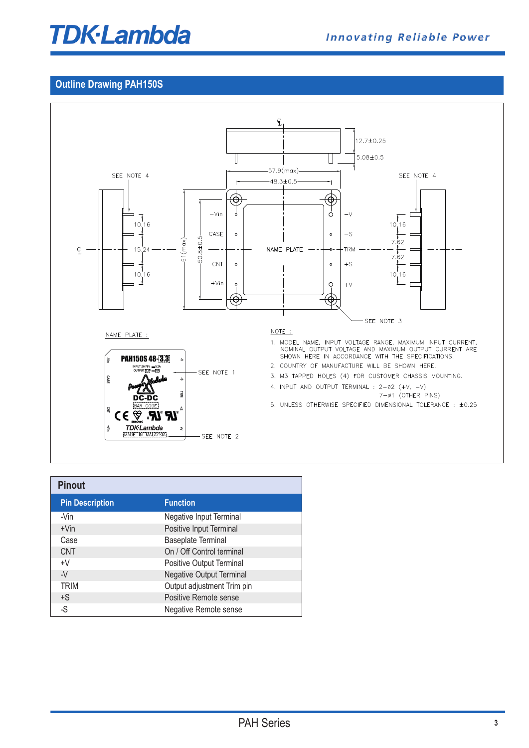## Outline Drawing PAH150S

NOTE :

1. MODEL NAME, INPUT VOLTAGE RANGE, MAXIMUM INPUT CURRENT, NOMINAL OUTPUT VOLTAGE AND MAXIMUM OUTPUT CURRENT ARE SHOWN HERE IN ACCORDANCE WITH THE SPECIFICATIONS.
2. COUNTRY OF MANUFACTURE WILL BE SHOWN HERE.
3. M3 TAPPED HOLES (4) FOR CUSTOMER CHASSIS MOUNTING.
4. INPUT AND OUTPUT TERMINAL : 2−ø2 (+V, −V)
   7−ø1 (OTHER PINS)
5. UNLESS OTHERWISE SPECIFIED DIMENSIONAL TOLERANCE : ±0.25

## Pinout

| Pin Description | Function |
|---|---|
| -Vin | Negative Input Terminal |
| +Vin | Positive Input Terminal |
| Case | Baseplate Terminal |
| CNT | On / Off Control terminal |
| +V | Positive Output Terminal |
| -V | Negative Output Terminal |
| TRIM | Output adjustment Trim pin |
| +S | Positive Remote sense |
| -S | Negative Remote sense |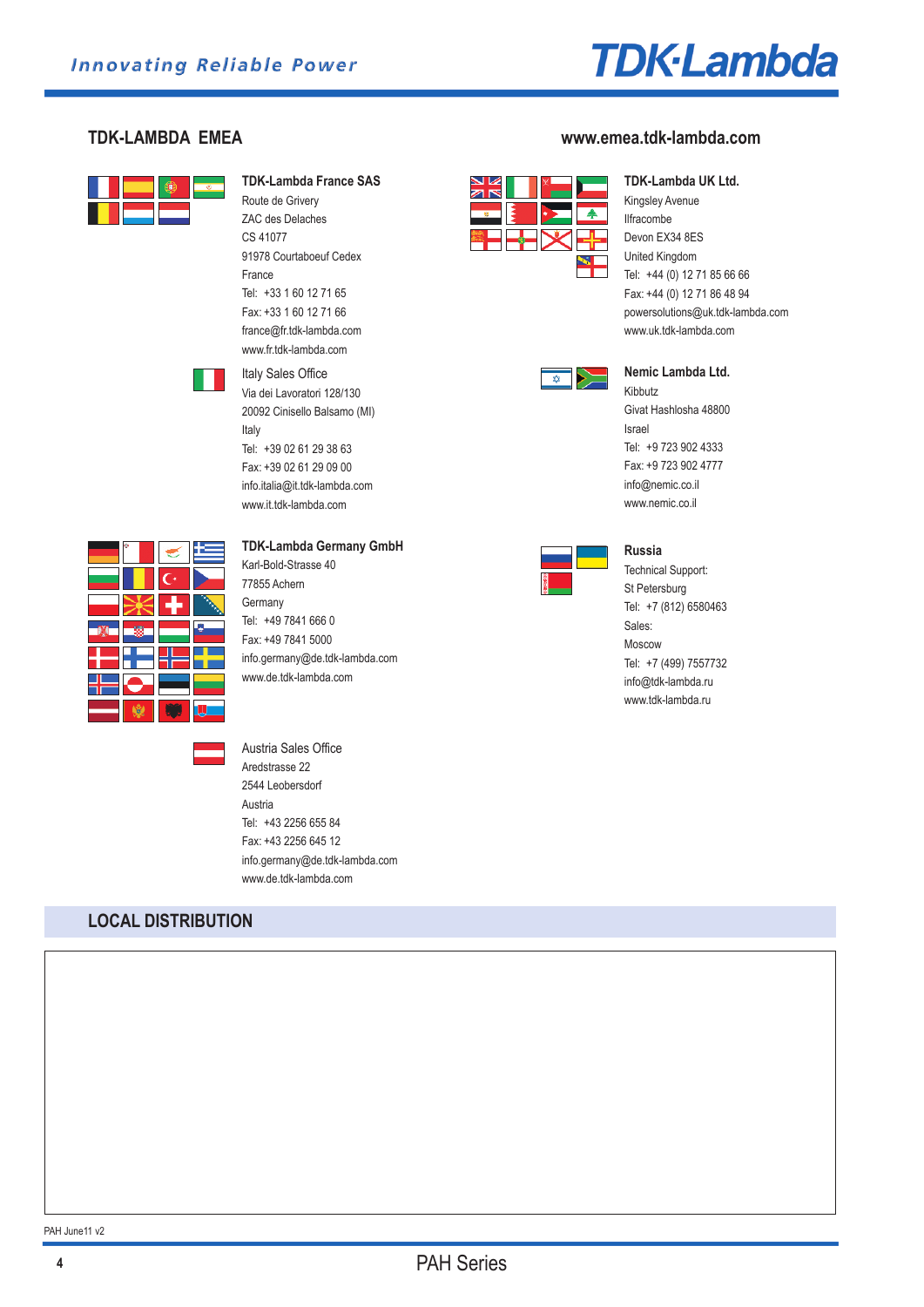## TDK-LAMBDA EMEA

www.emea.tdk-lambda.com

**TDK-Lambda France SAS**
Route de Grivery
ZAC des Delaches
CS 41077
91978 Courtaboeuf Cedex
France
Tel: +33 1 60 12 71 65
Fax: +33 1 60 12 71 66
france@fr.tdk-lambda.com
www.fr.tdk-lambda.com

Italy Sales Office
Via dei Lavoratori 128/130
20092 Cinisello Balsamo (MI)
Italy
Tel: +39 02 61 29 38 63
Fax: +39 02 61 29 09 00
info.italia@it.tdk-lambda.com
www.it.tdk-lambda.com

**TDK-Lambda Germany GmbH**
Karl-Bold-Strasse 40
77855 Achern
Germany
Tel: +49 7841 666 0
Fax: +49 7841 5000
info.germany@de.tdk-lambda.com
www.de.tdk-lambda.com

Austria Sales Office
Aredstrasse 22
2544 Leobersdorf
Austria
Tel: +43 2256 655 84
Fax: +43 2256 645 12
info.germany@de.tdk-lambda.com
www.de.tdk-lambda.com

**TDK-Lambda UK Ltd.**
Kingsley Avenue
Ilfracombe
Devon EX34 8ES
United Kingdom
Tel: +44 (0) 12 71 85 66 66
Fax: +44 (0) 12 71 86 48 94
powersolutions@uk.tdk-lambda.com
www.uk.tdk-lambda.com

**Nemic Lambda Ltd.**
Kibbutz
Givat Hashlosha 48800
Israel
Tel: +9 723 902 4333
Fax: +9 723 902 4777
info@nemic.co.il
www.nemic.co.il

**Russia**
Technical Support:
St Petersburg
Tel: +7 (812) 6580463
Sales:
Moscow
Tel: +7 (499) 7557732
info@tdk-lambda.ru
www.tdk-lambda.ru

## LOCAL DISTRIBUTION

PAH June11 v2